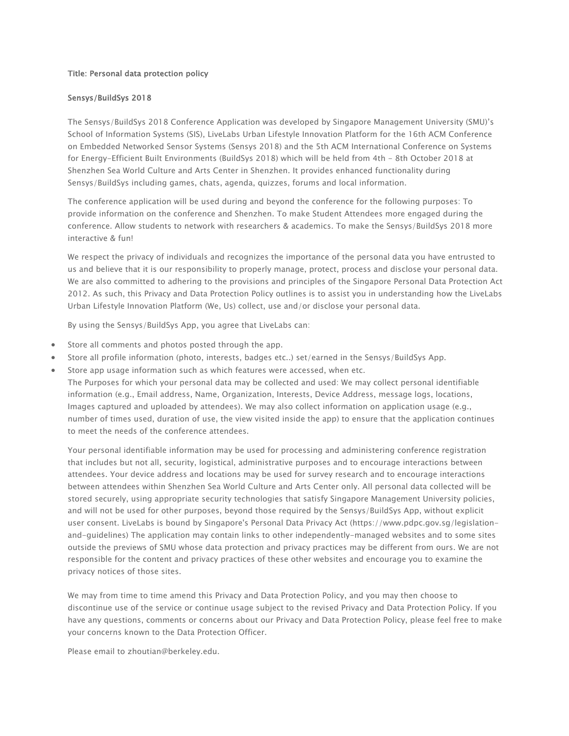**Title: Personal data protection policy**

**Sensys/BuildSys 2018**

The Sensys/BuildSys 2018 Conference Application was developed by Singapore Management University (SMU)'s School of Information Systems (SIS), LiveLabs Urban Lifestyle Innovation Platform for the 16th ACM Conference on Embedded Networked Sensor Systems (Sensys 2018) and the 5th ACM International Conference on Systems for Energy-Efficient Built Environments (BuildSys 2018) which will be held from 4th - 8th October 2018 at Shenzhen Sea World Culture and Arts Center in Shenzhen. It provides enhanced functionality during Sensys/BuildSys including games, chats, agenda, quizzes, forums and local information.

The conference application will be used during and beyond the conference for the following purposes: To provide information on the conference and Shenzhen. To make Student Attendees more engaged during the conference. Allow students to network with researchers & academics. To make the Sensys/BuildSys 2018 more interactive & fun!

We respect the privacy of individuals and recognizes the importance of the personal data you have entrusted to us and believe that it is our responsibility to properly manage, protect, process and disclose your personal data. We are also committed to adhering to the provisions and principles of the Singapore Personal Data Protection Act 2012. As such, this Privacy and Data Protection Policy outlines is to assist you in understanding how the LiveLabs Urban Lifestyle Innovation Platform (We, Us) collect, use and/or disclose your personal data.

By using the Sensys/BuildSys App, you agree that LiveLabs can:

- Store all comments and photos posted through the app.
- Store all profile information (photo, interests, badges etc..) set/earned in the Sensys/BuildSys App.
- Store app usage information such as which features were accessed, when etc.

The Purposes for which your personal data may be collected and used: We may collect personal identifiable information (e.g., Email address, Name, Organization, Interests, Device Address, message logs, locations, Images captured and uploaded by attendees). We may also collect information on application usage (e.g., number of times used, duration of use, the view visited inside the app) to ensure that the application continues to meet the needs of the conference attendees.

Your personal identifiable information may be used for processing and administering conference registration that includes but not all, security, logistical, administrative purposes and to encourage interactions between attendees. Your device address and locations may be used for survey research and to encourage interactions between attendees within Shenzhen Sea World Culture and Arts Center only. All personal data collected will be stored securely, using appropriate security technologies that satisfy Singapore Management University policies, and will not be used for other purposes, beyond those required by the Sensys/BuildSys App, without explicit user consent. LiveLabs is bound by Singapore's Personal Data Privacy Act (https://www.pdpc.gov.sg/legislation-and-guidelines) The application may contain links to other independently-managed websites and to some sites outside the previews of SMU whose data protection and privacy practices may be different from ours. We are not responsible for the content and privacy practices of these other websites and encourage you to examine the privacy notices of those sites.

We may from time to time amend this Privacy and Data Protection Policy, and you may then choose to discontinue use of the service or continue usage subject to the revised Privacy and Data Protection Policy. If you have any questions, comments or concerns about our Privacy and Data Protection Policy, please feel free to make your concerns known to the Data Protection Officer.

Please email to zhoutian@berkeley.edu.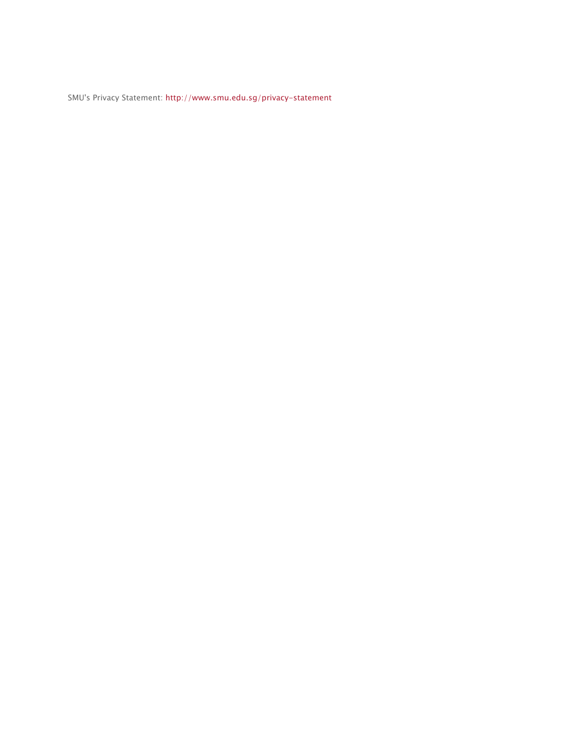SMU's Privacy Statement: http://www.smu.edu.sg/privacy-statement